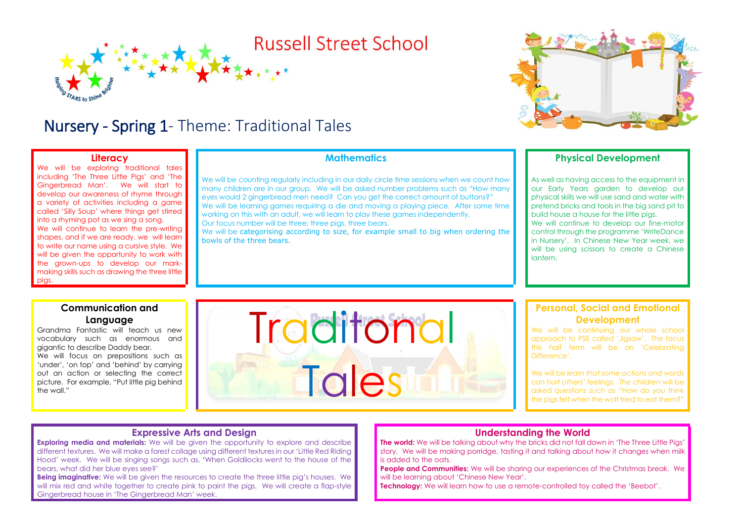# Russell Street School

Helping STARS to Shine Brighter

## Nursery - Spring 1- Theme: Traditional Tales

### Literacy

We will be exploring traditional tales including 'The Three Little Pigs' and 'The Gingerbread Man'. We will start to develop our awareness of rhyme through a variety of activities including a game called 'Silly Soup' where things get stirred into a rhyming pot as we sing a song.

We will continue to learn the pre-writing shapes, and if we are ready, we will learn to write our name using a cursive style. We will be given the opportunity to work with the grown-ups to develop our mark-making skills such as drawing the three little pigs.

### Mathematics

We will be counting regularly including in our daily circle time sessions when we count how many children are in our group. We will be asked number problems such as "How many eyes would 2 gingerbread men need? Can you get the correct amount of buttons?"

We will be learning games requiring a die and moving a playing piece. After some time working on this with an adult, we will learn to play these games independently.

Our focus number will be three; three pigs, three bears.

We will be categorising according to size, for example small to big when ordering the bowls of the three bears.

### Physical Development

As well as having access to the equipment in our Early Years garden to develop our physical skills we will use sand and water with pretend bricks and tools in the big sand pit to build house a house for the little pigs.

We will continue to develop our fine-motor control through the programme 'WriteDance in Nursery'. In Chinese New Year week, we will be using scissors to create a Chinese lantern.

### Communication and Language

Grandma Fantastic will teach us new vocabulary such as enormous and gigantic to describe Daddy bear.

We will focus on prepositions such as 'under', 'on top' and 'behind' by carrying out an action or selecting the correct picture. For example, "Put little pig behind the wall."

Traditional Tales

### Personal, Social and Emotional Development

We will be continuing our whole school approach to PSE called 'Jigsaw'. The focus this half term will be on 'Celebrating Difference'.

We will be *learn that some actions and words can hurt others' feelings. The children* will be asked *questions such as* "How do you think the pigs felt when the wolf tried to eat them?"

### Expressive Arts and Design

**Exploring media and materials:** We will be given the opportunity to explore and describe different textures. We will make a forest collage using different textures in our 'Little Red Riding Hood' week. We will be singing songs such as, 'When Goldilocks went to the house of the bears, what did her blue eyes see?'

**Being imaginative:** We will be given the resources to create the three little pig's houses. We will mix red and white together to create pink to paint the pigs. We will create a flap-style Gingerbread house in 'The Gingerbread Man' week.

### Understanding the World

**The world:** We will be talking about why the bricks did not fall down in 'The Three Little Pigs' story. We will be making porridge, tasting it and talking about how it changes when milk is added to the oats.

**People and Communities:** We will be sharing our experiences of the Christmas break. We will be learning about 'Chinese New Year'.

**Technology:** We will learn how to use a remote-controlled toy called the 'Beebot'.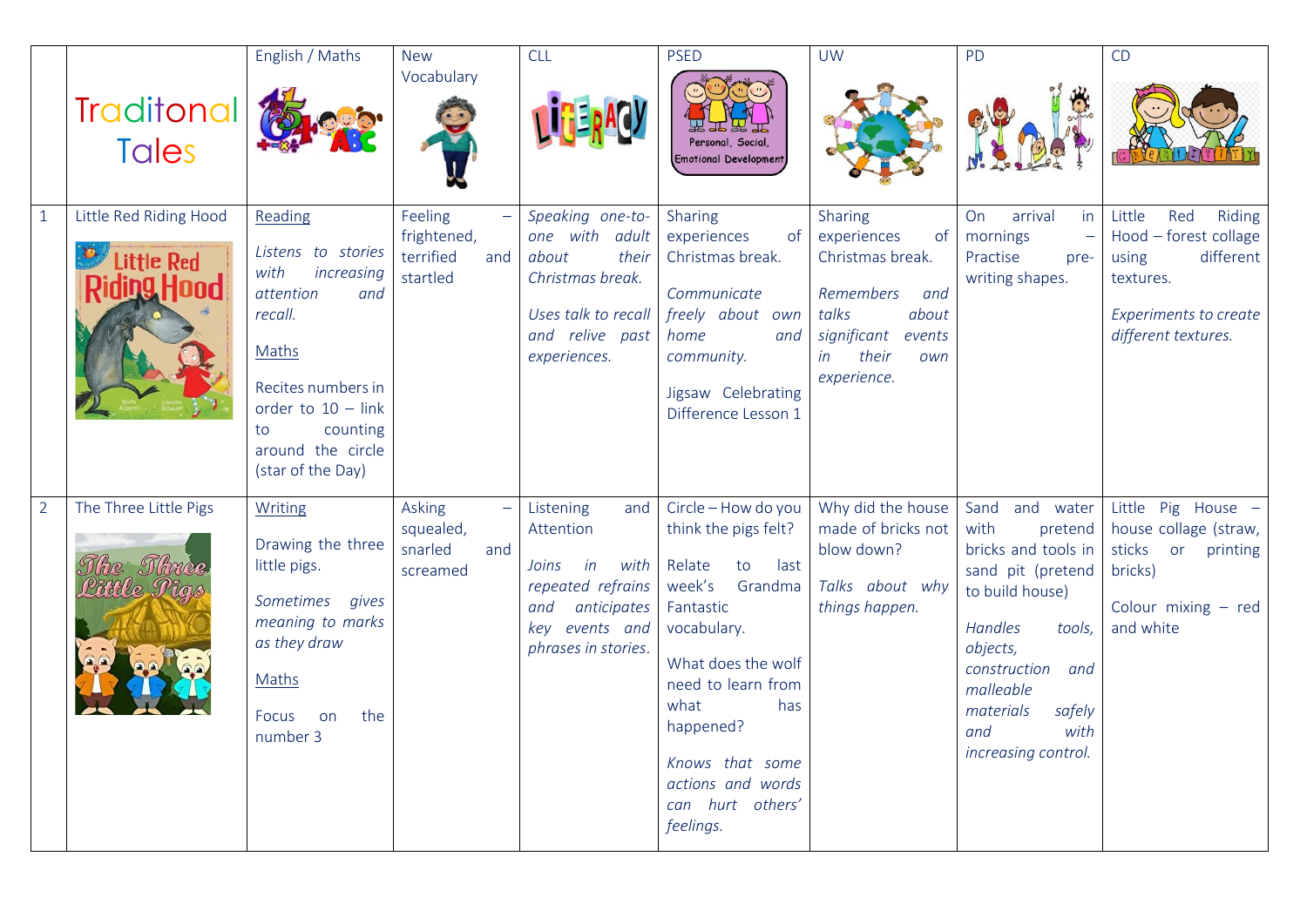| | Traditonal Tales | English / Maths | New Vocabulary | CLL | PSED | UW | PD | CD |
|---|---|---|---|---|---|---|---|---|
| 1 | Little Red Riding Hood | Reading<br><br>*Listens to stories with increasing attention and recall.*<br><br>Maths<br><br>Recites numbers in order to 10 – link to counting around the circle (star of the Day) | Feeling – frightened, terrified and startled | *Speaking one-to-one with adult about their Christmas break.*<br><br>*Uses talk to recall and relive past experiences.* | Sharing experiences of Christmas break.<br><br>*Communicate freely about own home and community.*<br><br>Jigsaw Celebrating Difference Lesson 1 | Sharing experiences of Christmas break.<br><br>*Remembers and talks about significant events in their own experience.* | On arrival in mornings – Practise pre-writing shapes. | Little Red Riding Hood – forest collage using different textures.<br><br>*Experiments to create different textures.* |
| 2 | The Three Little Pigs | Writing<br><br>Drawing the three little pigs.<br><br>*Sometimes gives meaning to marks as they draw*<br><br>Maths<br><br>Focus on the number 3 | Asking – squealed, snarled and screamed | Listening and Attention<br><br>*Joins in with repeated refrains and anticipates key events and phrases in stories.* | Circle – How do you think the pigs felt?<br><br>Relate to last week's Grandma Fantastic vocabulary.<br><br>What does the wolf need to learn from what has happened?<br><br>*Knows that some actions and words can hurt others' feelings.* | Why did the house made of bricks not blow down?<br><br>*Talks about why things happen.* | Sand and water with pretend bricks and tools in sand pit (pretend to build house)<br><br>*Handles tools, objects, construction and malleable materials safely and with increasing control.* | Little Pig House – house collage (straw, sticks or printing bricks)<br><br>Colour mixing – red and white |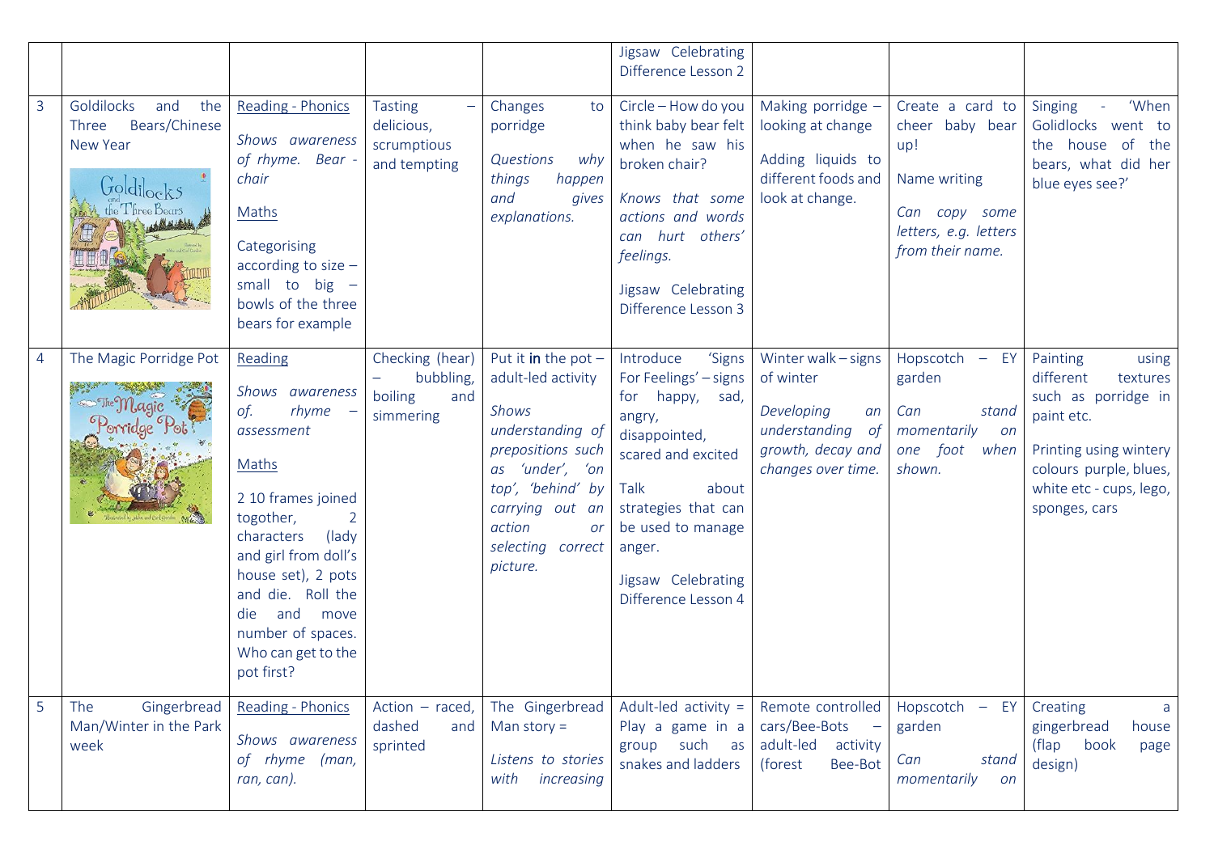| | | | | | | | | |
|---|---|---|---|---|---|---|---|---|
| | | | | | Jigsaw Celebrating Difference Lesson 2 | | | |
| 3 | Goldilocks and the Three Bears/Chinese New Year | Reading - Phonics<br>*Shows awareness of rhyme. Bear - chair*<br>Maths<br>Categorising according to size – small to big – bowls of the three bears for example | Tasting – delicious, scrumptious and tempting | Changes to porridge<br>*Questions why things happen and gives explanations.* | Circle – How do you think baby bear felt when he saw his broken chair?<br>*Knows that some actions and words can hurt others' feelings.*<br>Jigsaw Celebrating Difference Lesson 3 | Making porridge – looking at change<br>Adding liquids to different foods and look at change. | Create a card to cheer baby bear up!<br>Name writing<br>*Can copy some letters, e.g. letters from their name.* | Singing - 'When Golidlocks went to the house of the bears, what did her blue eyes see?' |
| 4 | The Magic Porridge Pot | Reading<br>*Shows awareness of. rhyme – assessment*<br>Maths<br>2 10 frames joined togother, 2 characters (lady and girl from doll's house set), 2 pots and die. Roll the die and move number of spaces. Who can get to the pot first? | Checking (hear) – bubbling, boiling and simmering | Put it **in** the pot – adult-led activity<br>*Shows understanding of prepositions such as 'under', 'on top', 'behind' by carrying out an action or selecting correct picture.* | Introduce 'Signs For Feelings' – signs for happy, sad, angry, disappointed, scared and excited<br>Talk about strategies that can be used to manage anger.<br>Jigsaw Celebrating Difference Lesson 4 | Winter walk – signs of winter<br>*Developing an understanding of growth, decay and changes over time.* | Hopscotch – EY garden<br>*Can stand momentarily on one foot when shown.* | Painting using different textures such as porridge in paint etc.<br>Printing using wintery colours purple, blues, white etc - cups, lego, sponges, cars |
| 5 | The Gingerbread Man/Winter in the Park week | Reading - Phonics<br>*Shows awareness of rhyme (man, ran, can).* | Action – raced, dashed and sprinted | The Gingerbread Man story =<br>*Listens to stories with increasing* | Adult-led activity = Play a game in a group such as snakes and ladders | Remote controlled cars/Bee-Bots – adult-led activity (forest Bee-Bot | Hopscotch – EY garden<br>*Can stand momentarily on* | Creating a gingerbread house (flap book page design) |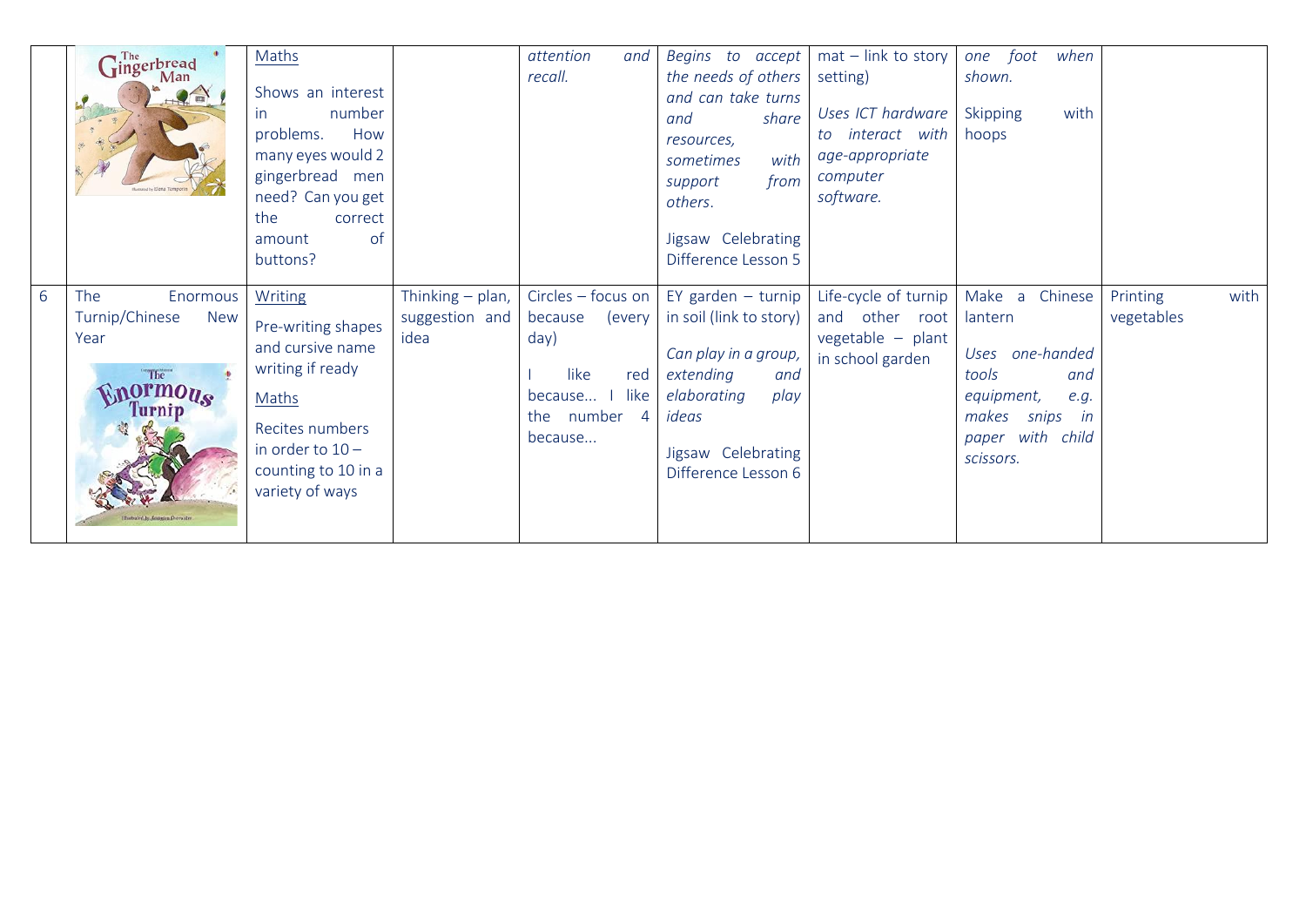| | | | | | | | | |
|---|---|---|---|---|---|---|---|---|
| | | Maths<br>Shows an interest in number problems. How many eyes would 2 gingerbread men need? Can you get the correct amount of buttons? | | *attention and recall.* | *Begins to accept the needs of others and can take turns and share resources, sometimes with support from others.*<br>Jigsaw Celebrating Difference Lesson 5 | mat – link to story setting)<br>*Uses ICT hardware to interact with age-appropriate computer software.* | *one foot when shown.*<br>Skipping with hoops | |
| 6 | The Enormous Turnip/Chinese New Year | Writing<br>Pre-writing shapes and cursive name writing if ready<br>Maths<br>Recites numbers in order to 10 – counting to 10 in a variety of ways | Thinking – plan, suggestion and idea | Circles – focus on because (every day)<br>I like red because... I like the number 4 because... | EY garden – turnip in soil (link to story)<br>*Can play in a group, extending and elaborating play ideas*<br>Jigsaw Celebrating Difference Lesson 6 | Life-cycle of turnip and other root vegetable – plant in school garden | Make a Chinese lantern<br>*Uses one-handed tools and equipment, e.g. makes snips in paper with child scissors.* | Printing with vegetables |